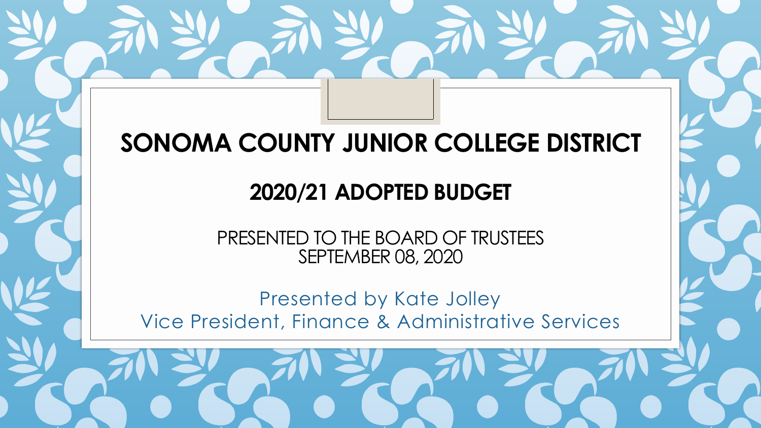# SONOMA COUNTY JUNIOR COLLEGE DISTRICT

## 2020/21 ADOPTED BUDGET

PRESENTED TO THE BOARD OF TRUSTEES
SEPTEMBER 08, 2020

Presented by Kate Jolley
Vice President, Finance & Administrative Services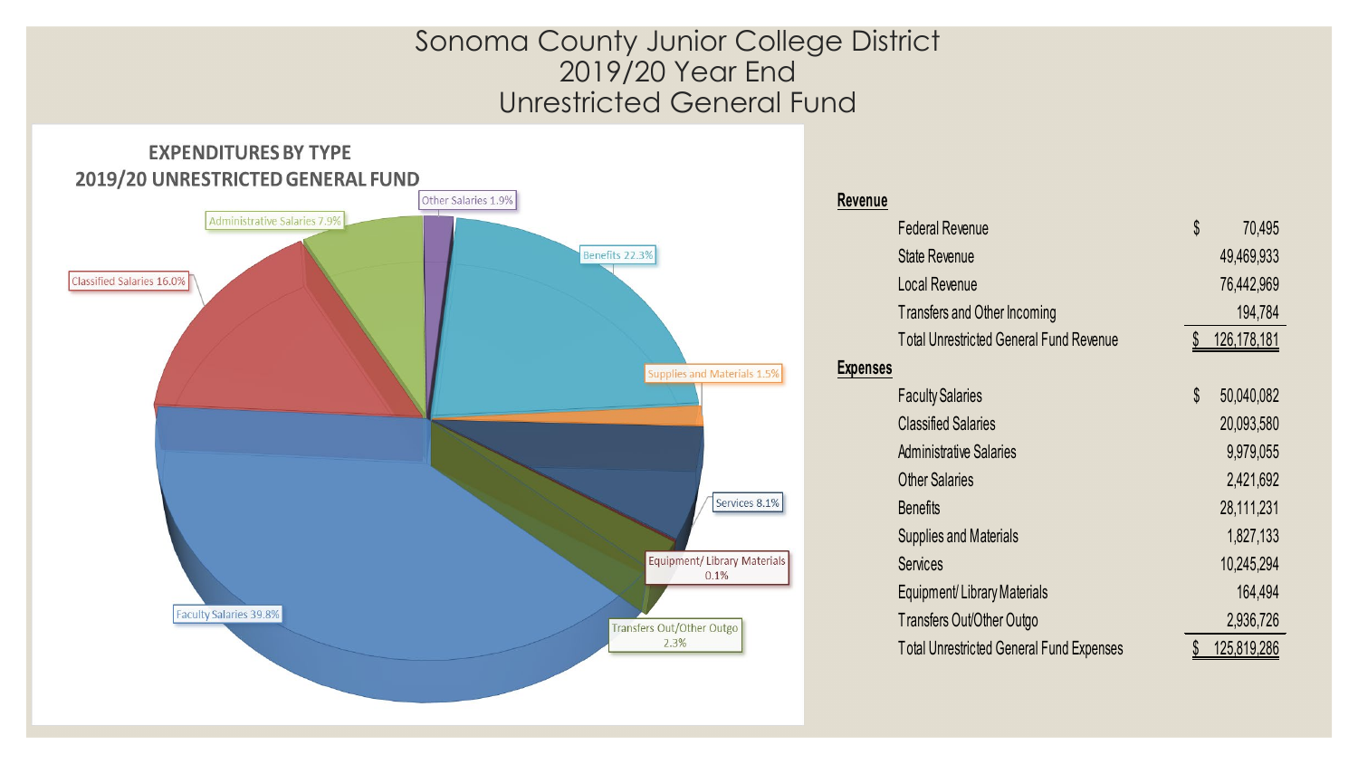# Sonoma County Junior College District
## 2019/20 Year End
## Unrestricted General Fund

**EXPENDITURES BY TYPE**
**2019/20 UNRESTRICTED GENERAL FUND**

- Faculty Salaries 39.8%
- Classified Salaries 16.0%
- Administrative Salaries 7.9%
- Other Salaries 1.9%
- Benefits 22.3%
- Supplies and Materials 1.5%
- Services 8.1%
- Equipment/ Library Materials 0.1%
- Transfers Out/Other Outgo 2.3%

| | | |
|---|---|---|
| **Revenue** | | |
| Federal Revenue | $ | 70,495 |
| State Revenue | | 49,469,933 |
| Local Revenue | | 76,442,969 |
| Transfers and Other Incoming | | 194,784 |
| Total Unrestricted General Fund Revenue | $ | 126,178,181 |
| **Expenses** | | |
| Faculty Salaries | $ | 50,040,082 |
| Classified Salaries | | 20,093,580 |
| Administrative Salaries | | 9,979,055 |
| Other Salaries | | 2,421,692 |
| Benefits | | 28,111,231 |
| Supplies and Materials | | 1,827,133 |
| Services | | 10,245,294 |
| Equipment/ Library Materials | | 164,494 |
| Transfers Out/Other Outgo | | 2,936,726 |
| Total Unrestricted General Fund Expenses | $ | 125,819,286 |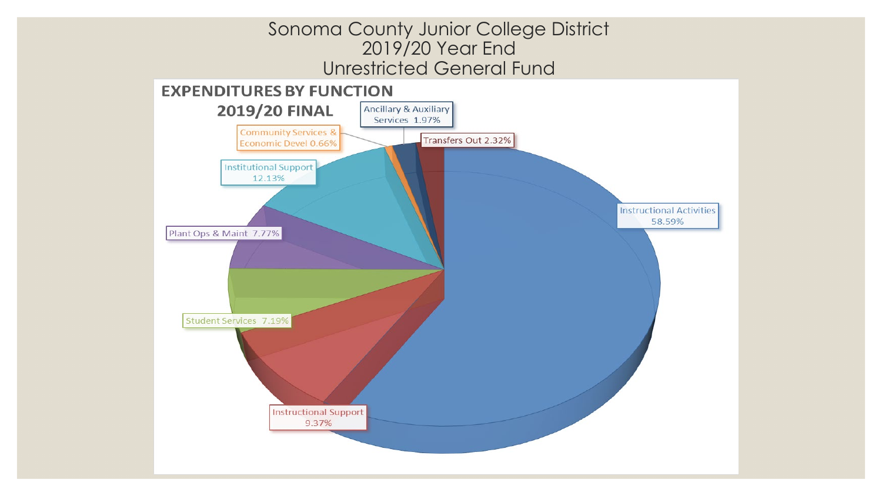# Sonoma County Junior College District
## 2019/20 Year End
## Unrestricted General Fund

**EXPENDITURES BY FUNCTION**

**2019/20 FINAL**

| Function | Percentage |
|---|---|
| Instructional Activities | 58.59% |
| Institutional Support | 12.13% |
| Instructional Support | 9.37% |
| Plant Ops & Maint | 7.77% |
| Student Services | 7.19% |
| Transfers Out | 2.32% |
| Ancillary & Auxiliary Services | 1.97% |
| Community Services & Economic Devel | 0.66% |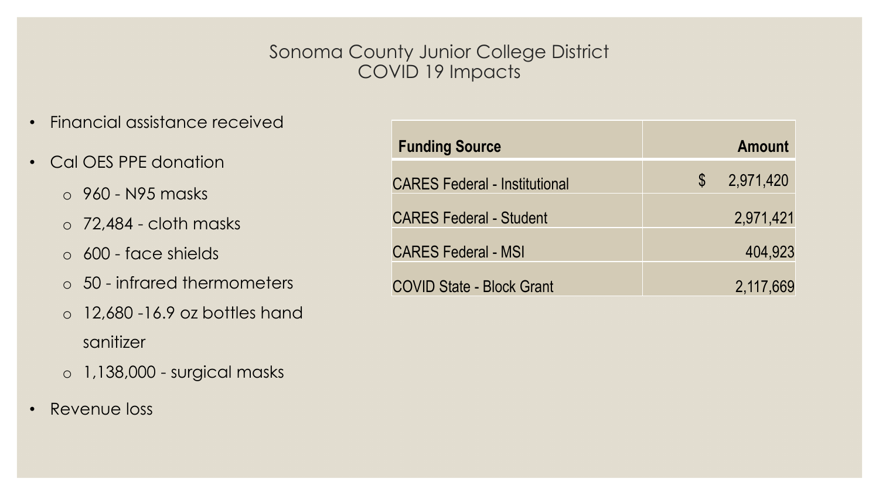# Sonoma County Junior College District
## COVID 19 Impacts

- Financial assistance received
- Cal OES PPE donation
  - 960 - N95 masks
  - 72,484 - cloth masks
  - 600 - face shields
  - 50 - infrared thermometers
  - 12,680 -16.9 oz bottles hand sanitizer
  - 1,138,000 - surgical masks
- Revenue loss

| Funding Source | Amount |
| --- | --- |
| CARES Federal - Institutional | $ 2,971,420 |
| CARES Federal - Student | 2,971,421 |
| CARES Federal - MSI | 404,923 |
| COVID State - Block Grant | 2,117,669 |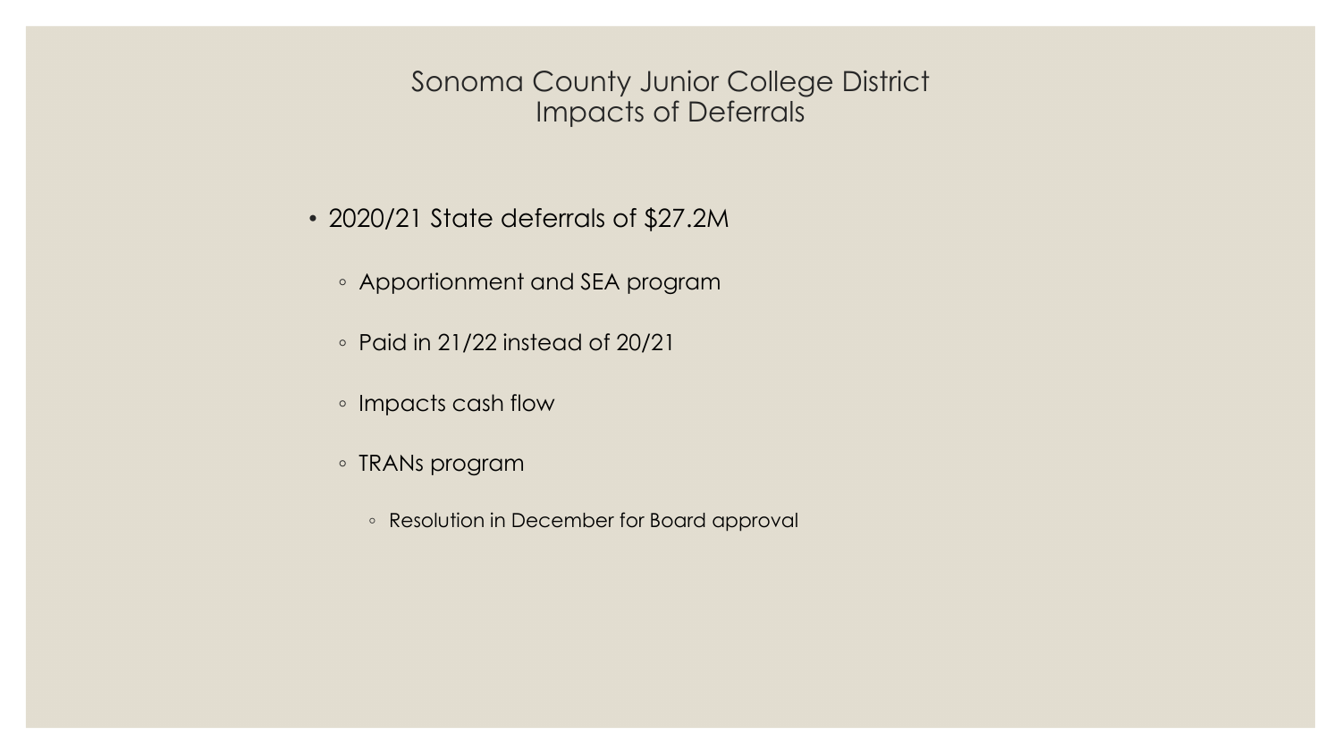# Sonoma County Junior College District
## Impacts of Deferrals

- 2020/21 State deferrals of $27.2M
  - Apportionment and SEA program
  - Paid in 21/22 instead of 20/21
  - Impacts cash flow
  - TRANs program
    - Resolution in December for Board approval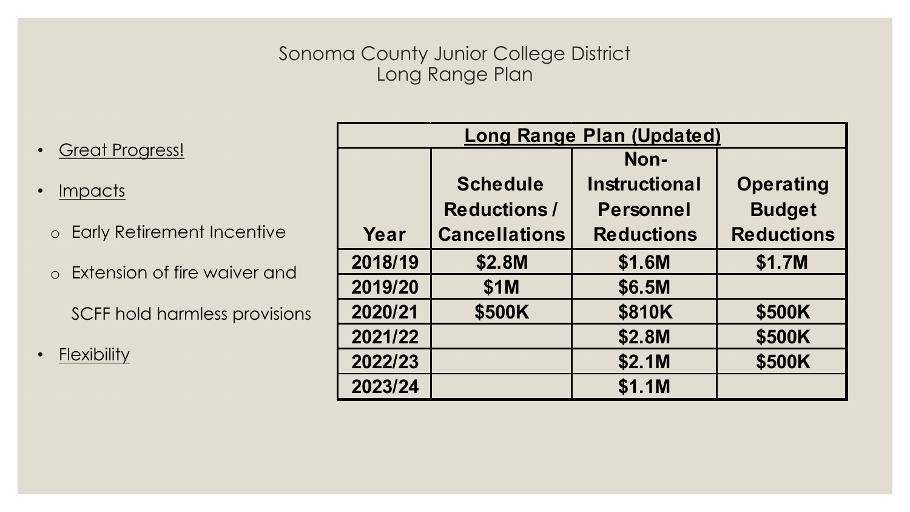# Sonoma County Junior College District
## Long Range Plan

- Great Progress!
- Impacts
  - Early Retirement Incentive
  - Extension of fire waiver and SCFF hold harmless provisions
- Flexibility

| Long Range Plan (Updated) | | | |
|---|---|---|---|
| **Year** | **Schedule Reductions / Cancellations** | **Non-Instructional Personnel Reductions** | **Operating Budget Reductions** |
| 2018/19 | $2.8M | $1.6M | $1.7M |
| 2019/20 | $1M | $6.5M | |
| 2020/21 | $500K | $810K | $500K |
| 2021/22 | | $2.8M | $500K |
| 2022/23 | | $2.1M | $500K |
| 2023/24 | | $1.1M | |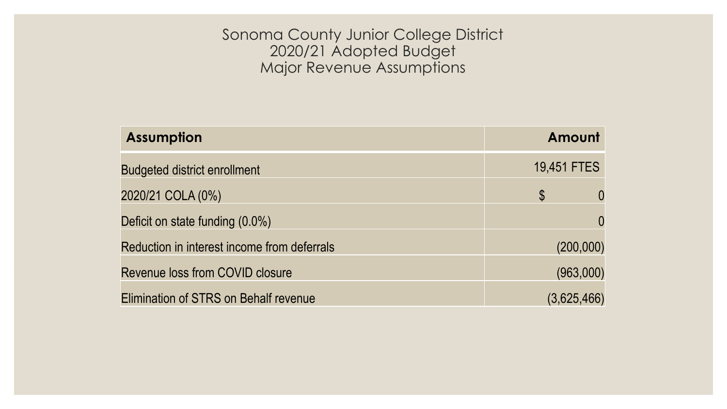# Sonoma County Junior College District
## 2020/21 Adopted Budget
## Major Revenue Assumptions

| Assumption | Amount |
| --- | --- |
| Budgeted district enrollment | 19,451 FTES |
| 2020/21 COLA (0%) | $ 0 |
| Deficit on state funding (0.0%) | 0 |
| Reduction in interest income from deferrals | (200,000) |
| Revenue loss from COVID closure | (963,000) |
| Elimination of STRS on Behalf revenue | (3,625,466) |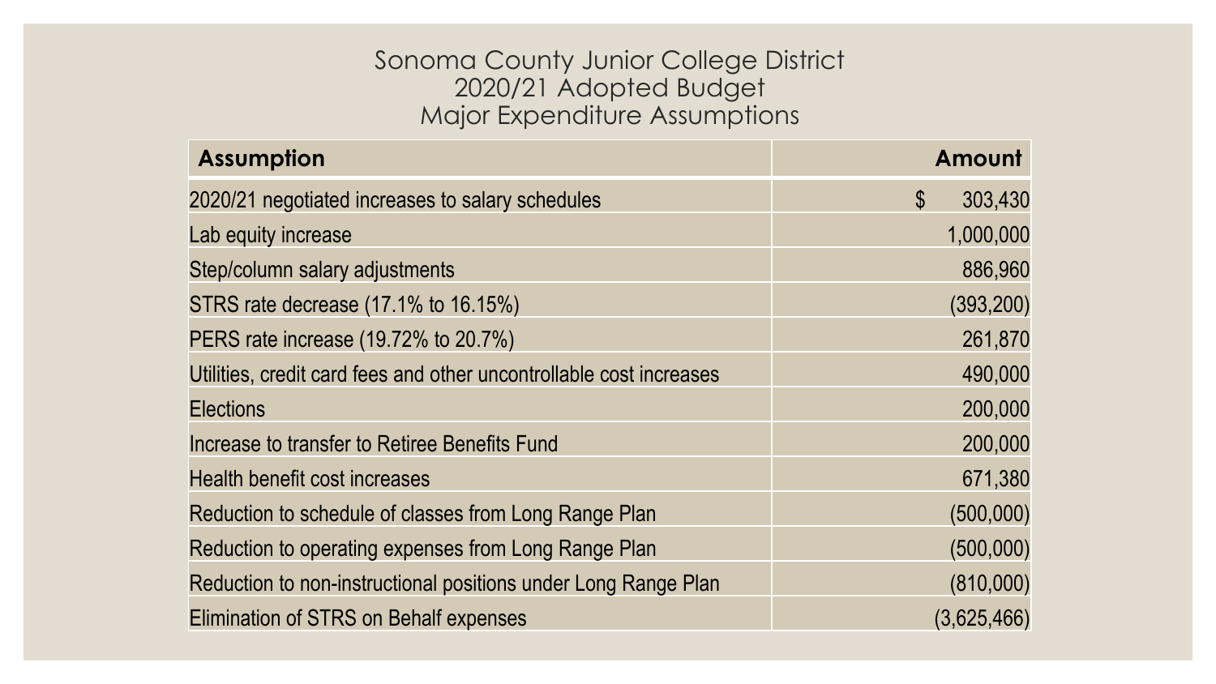# Sonoma County Junior College District
## 2020/21 Adopted Budget
## Major Expenditure Assumptions

| Assumption | Amount |
|---|---|
| 2020/21 negotiated increases to salary schedules | $ 303,430 |
| Lab equity increase | 1,000,000 |
| Step/column salary adjustments | 886,960 |
| STRS rate decrease (17.1% to 16.15%) | (393,200) |
| PERS rate increase (19.72% to 20.7%) | 261,870 |
| Utilities, credit card fees and other uncontrollable cost increases | 490,000 |
| Elections | 200,000 |
| Increase to transfer to Retiree Benefits Fund | 200,000 |
| Health benefit cost increases | 671,380 |
| Reduction to schedule of classes from Long Range Plan | (500,000) |
| Reduction to operating expenses from Long Range Plan | (500,000) |
| Reduction to non-instructional positions under Long Range Plan | (810,000) |
| Elimination of STRS on Behalf expenses | (3,625,466) |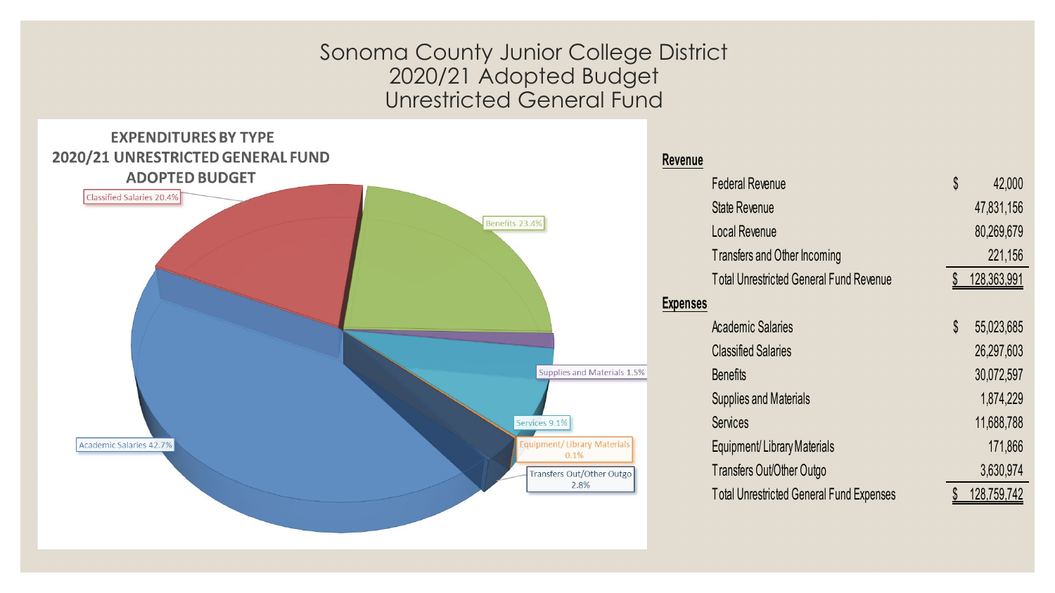# Sonoma County Junior College District
# 2020/21 Adopted Budget
# Unrestricted General Fund

**EXPENDITURES BY TYPE**
**2020/21 UNRESTRICTED GENERAL FUND**
**ADOPTED BUDGET**

- Academic Salaries 42.7%
- Classified Salaries 20.4%
- Benefits 23.4%
- Supplies and Materials 1.5%
- Services 9.1%
- Equipment/ Library Materials 0.1%
- Transfers Out/Other Outgo 2.8%

| | |
|---|---|
| **Revenue** | |
| Federal Revenue | $ 42,000 |
| State Revenue | 47,831,156 |
| Local Revenue | 80,269,679 |
| Transfers and Other Incoming | 221,156 |
| Total Unrestricted General Fund Revenue | $ 128,363,991 |
| **Expenses** | |
| Academic Salaries | $ 55,023,685 |
| Classified Salaries | 26,297,603 |
| Benefits | 30,072,597 |
| Supplies and Materials | 1,874,229 |
| Services | 11,688,788 |
| Equipment/ Library Materials | 171,866 |
| Transfers Out/Other Outgo | 3,630,974 |
| Total Unrestricted General Fund Expenses | $ 128,759,742 |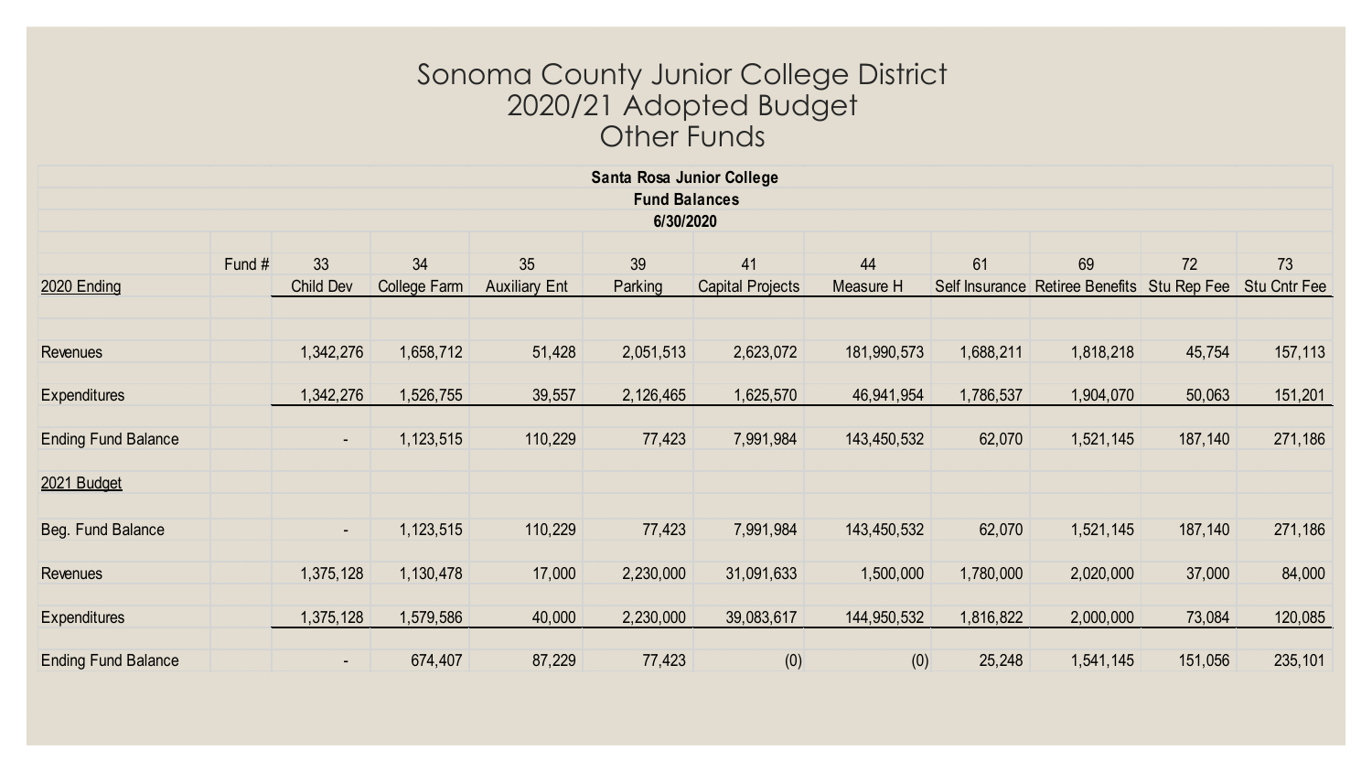# Sonoma County Junior College District
# 2020/21 Adopted Budget
# Other Funds

**Santa Rosa Junior College**
**Fund Balances**
**6/30/2020**

| | Fund # | 33 | 34 | 35 | 39 | 41 | 44 | 61 | 69 | 72 | 73 |
|---|---|---|---|---|---|---|---|---|---|---|---|
| 2020 Ending | | Child Dev | College Farm | Auxiliary Ent | Parking | Capital Projects | Measure H | Self Insurance | Retiree Benefits | Stu Rep Fee | Stu Cntr Fee |
| Revenues | | 1,342,276 | 1,658,712 | 51,428 | 2,051,513 | 2,623,072 | 181,990,573 | 1,688,211 | 1,818,218 | 45,754 | 157,113 |
| Expenditures | | 1,342,276 | 1,526,755 | 39,557 | 2,126,465 | 1,625,570 | 46,941,954 | 1,786,537 | 1,904,070 | 50,063 | 151,201 |
| Ending Fund Balance | | - | 1,123,515 | 110,229 | 77,423 | 7,991,984 | 143,450,532 | 62,070 | 1,521,145 | 187,140 | 271,186 |
| 2021 Budget | | | | | | | | | | | |
| Beg. Fund Balance | | - | 1,123,515 | 110,229 | 77,423 | 7,991,984 | 143,450,532 | 62,070 | 1,521,145 | 187,140 | 271,186 |
| Revenues | | 1,375,128 | 1,130,478 | 17,000 | 2,230,000 | 31,091,633 | 1,500,000 | 1,780,000 | 2,020,000 | 37,000 | 84,000 |
| Expenditures | | 1,375,128 | 1,579,586 | 40,000 | 2,230,000 | 39,083,617 | 144,950,532 | 1,816,822 | 2,000,000 | 73,084 | 120,085 |
| Ending Fund Balance | | - | 674,407 | 87,229 | 77,423 | (0) | (0) | 25,248 | 1,541,145 | 151,056 | 235,101 |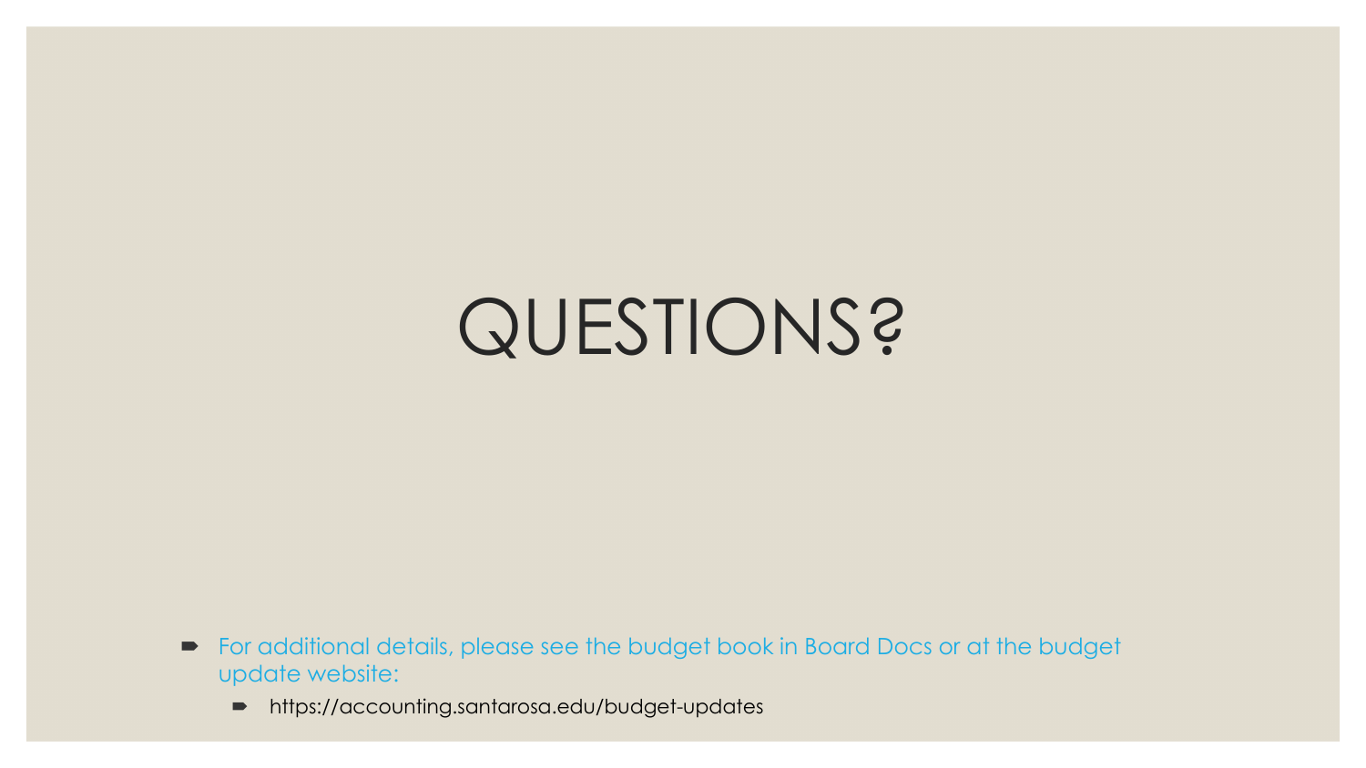# QUESTIONS?

- For additional details, please see the budget book in Board Docs or at the budget update website:
  - https://accounting.santarosa.edu/budget-updates